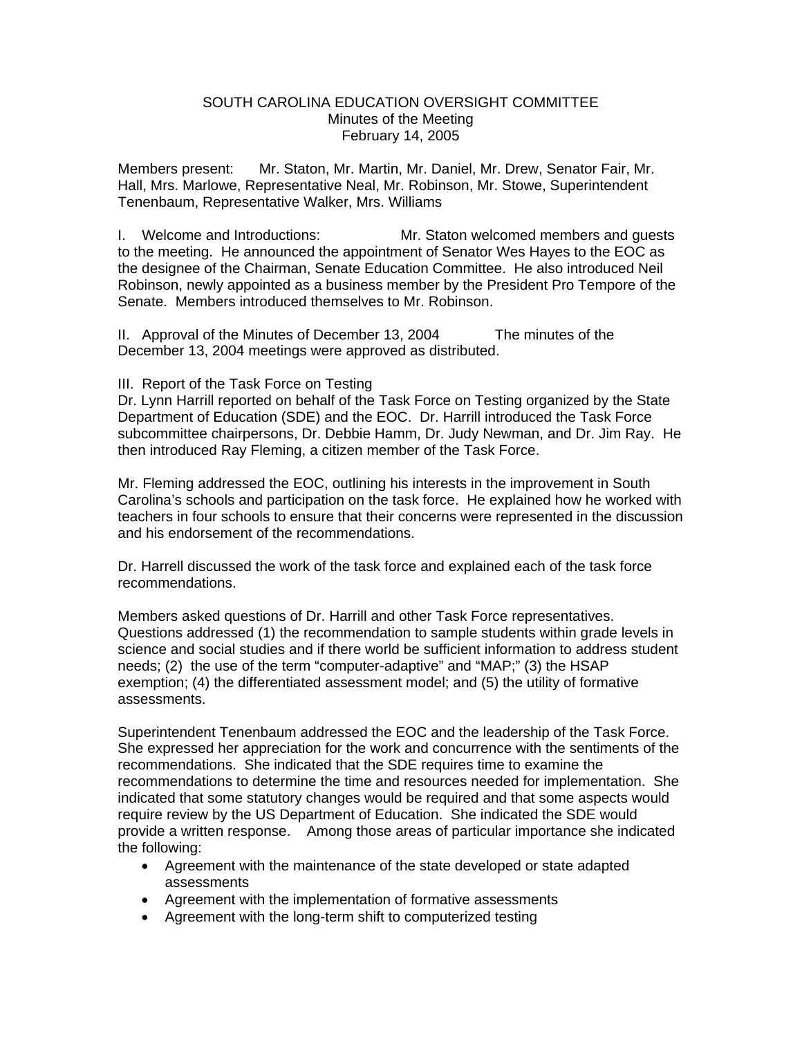# SOUTH CAROLINA EDUCATION OVERSIGHT COMMITTEE
## Minutes of the Meeting
## February 14, 2005

Members present: Mr. Staton, Mr. Martin, Mr. Daniel, Mr. Drew, Senator Fair, Mr. Hall, Mrs. Marlowe, Representative Neal, Mr. Robinson, Mr. Stowe, Superintendent Tenenbaum, Representative Walker, Mrs. Williams

I. Welcome and Introductions: Mr. Staton welcomed members and guests to the meeting. He announced the appointment of Senator Wes Hayes to the EOC as the designee of the Chairman, Senate Education Committee. He also introduced Neil Robinson, newly appointed as a business member by the President Pro Tempore of the Senate. Members introduced themselves to Mr. Robinson.

II. Approval of the Minutes of December 13, 2004 The minutes of the December 13, 2004 meetings were approved as distributed.

III. Report of the Task Force on Testing

Dr. Lynn Harrill reported on behalf of the Task Force on Testing organized by the State Department of Education (SDE) and the EOC. Dr. Harrill introduced the Task Force subcommittee chairpersons, Dr. Debbie Hamm, Dr. Judy Newman, and Dr. Jim Ray. He then introduced Ray Fleming, a citizen member of the Task Force.

Mr. Fleming addressed the EOC, outlining his interests in the improvement in South Carolina's schools and participation on the task force. He explained how he worked with teachers in four schools to ensure that their concerns were represented in the discussion and his endorsement of the recommendations.

Dr. Harrell discussed the work of the task force and explained each of the task force recommendations.

Members asked questions of Dr. Harrill and other Task Force representatives. Questions addressed (1) the recommendation to sample students within grade levels in science and social studies and if there world be sufficient information to address student needs; (2) the use of the term "computer-adaptive" and "MAP;" (3) the HSAP exemption; (4) the differentiated assessment model; and (5) the utility of formative assessments.

Superintendent Tenenbaum addressed the EOC and the leadership of the Task Force. She expressed her appreciation for the work and concurrence with the sentiments of the recommendations. She indicated that the SDE requires time to examine the recommendations to determine the time and resources needed for implementation. She indicated that some statutory changes would be required and that some aspects would require review by the US Department of Education. She indicated the SDE would provide a written response. Among those areas of particular importance she indicated the following:

- Agreement with the maintenance of the state developed or state adapted assessments
- Agreement with the implementation of formative assessments
- Agreement with the long-term shift to computerized testing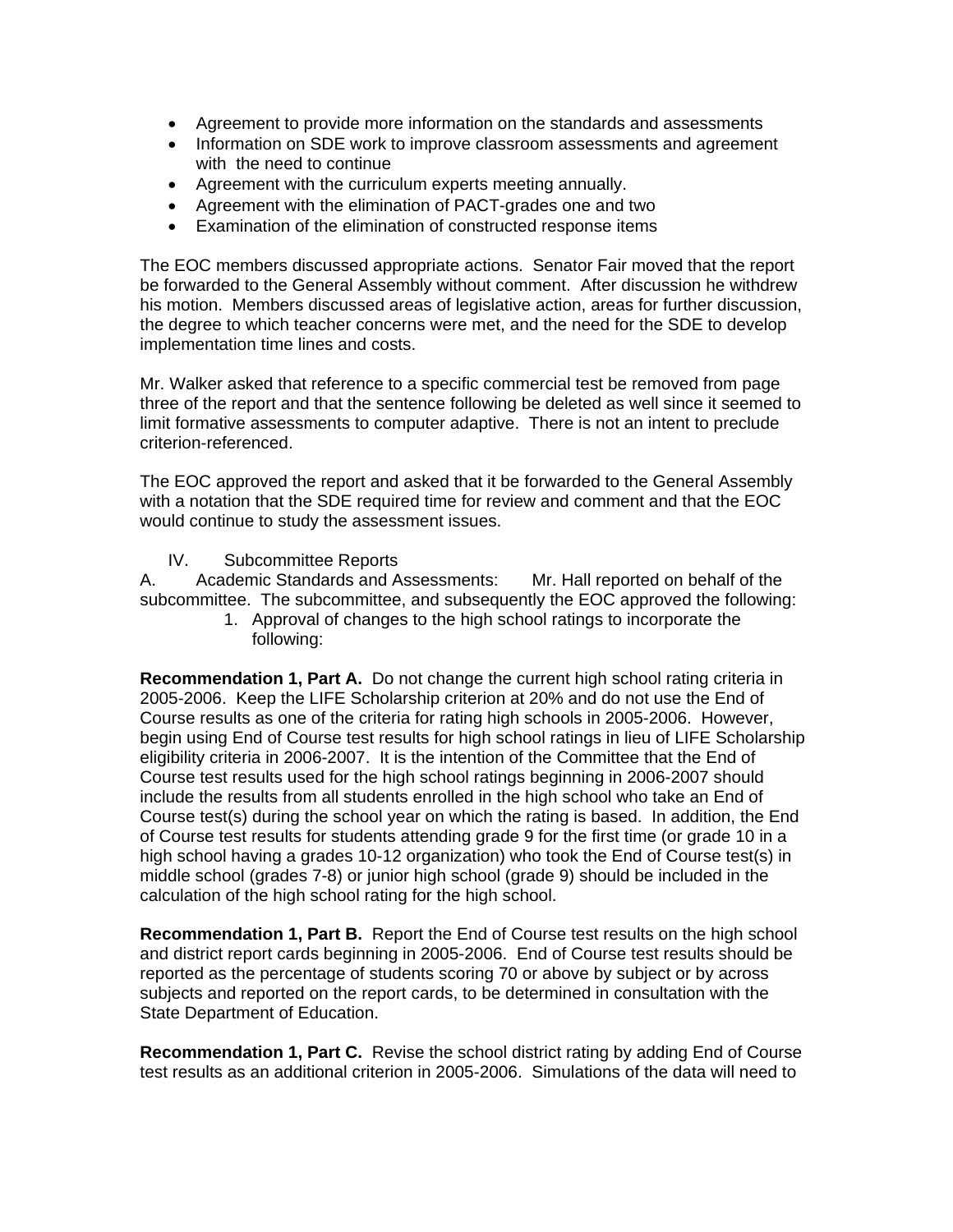- Agreement to provide more information on the standards and assessments
- Information on SDE work to improve classroom assessments and agreement with  the need to continue
- Agreement with the curriculum experts meeting annually.
- Agreement with the elimination of PACT-grades one and two
- Examination of the elimination of constructed response items

The EOC members discussed appropriate actions. Senator Fair moved that the report be forwarded to the General Assembly without comment. After discussion he withdrew his motion. Members discussed areas of legislative action, areas for further discussion, the degree to which teacher concerns were met, and the need for the SDE to develop implementation time lines and costs.

Mr. Walker asked that reference to a specific commercial test be removed from page three of the report and that the sentence following be deleted as well since it seemed to limit formative assessments to computer adaptive. There is not an intent to preclude criterion-referenced.

The EOC approved the report and asked that it be forwarded to the General Assembly with a notation that the SDE required time for review and comment and that the EOC would continue to study the assessment issues.

IV. Subcommittee Reports

A. Academic Standards and Assessments: Mr. Hall reported on behalf of the subcommittee. The subcommittee, and subsequently the EOC approved the following:

1. Approval of changes to the high school ratings to incorporate the following:

**Recommendation 1, Part A.** Do not change the current high school rating criteria in 2005-2006. Keep the LIFE Scholarship criterion at 20% and do not use the End of Course results as one of the criteria for rating high schools in 2005-2006. However, begin using End of Course test results for high school ratings in lieu of LIFE Scholarship eligibility criteria in 2006-2007. It is the intention of the Committee that the End of Course test results used for the high school ratings beginning in 2006-2007 should include the results from all students enrolled in the high school who take an End of Course test(s) during the school year on which the rating is based. In addition, the End of Course test results for students attending grade 9 for the first time (or grade 10 in a high school having a grades 10-12 organization) who took the End of Course test(s) in middle school (grades 7-8) or junior high school (grade 9) should be included in the calculation of the high school rating for the high school.

**Recommendation 1, Part B.** Report the End of Course test results on the high school and district report cards beginning in 2005-2006. End of Course test results should be reported as the percentage of students scoring 70 or above by subject or by across subjects and reported on the report cards, to be determined in consultation with the State Department of Education.

**Recommendation 1, Part C.** Revise the school district rating by adding End of Course test results as an additional criterion in 2005-2006. Simulations of the data will need to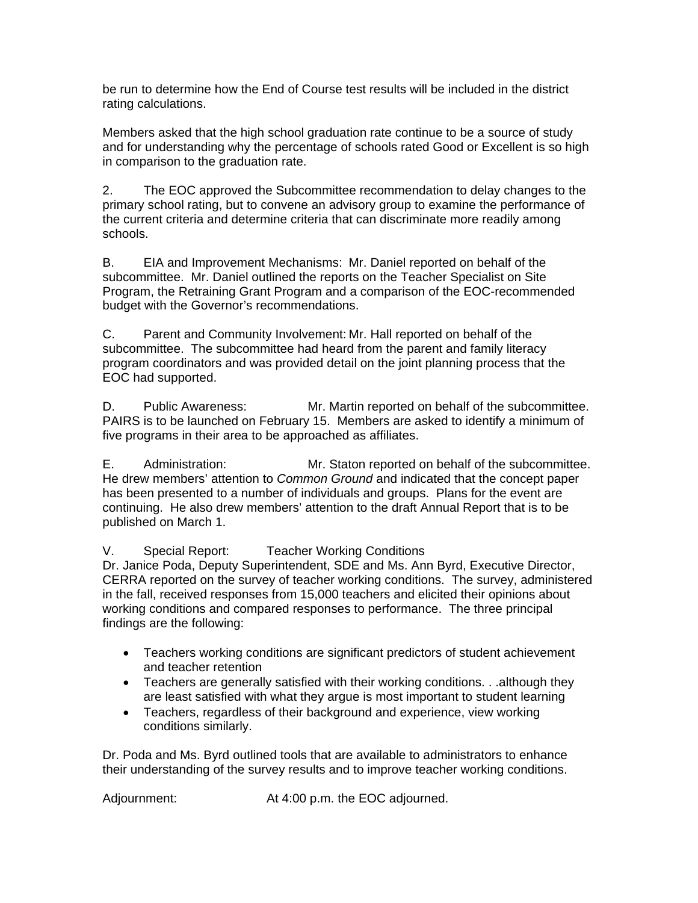be run to determine how the End of Course test results will be included in the district rating calculations.

Members asked that the high school graduation rate continue to be a source of study and for understanding why the percentage of schools rated Good or Excellent is so high in comparison to the graduation rate.

2. The EOC approved the Subcommittee recommendation to delay changes to the primary school rating, but to convene an advisory group to examine the performance of the current criteria and determine criteria that can discriminate more readily among schools.

B. EIA and Improvement Mechanisms: Mr. Daniel reported on behalf of the subcommittee. Mr. Daniel outlined the reports on the Teacher Specialist on Site Program, the Retraining Grant Program and a comparison of the EOC-recommended budget with the Governor's recommendations.

C. Parent and Community Involvement: Mr. Hall reported on behalf of the subcommittee. The subcommittee had heard from the parent and family literacy program coordinators and was provided detail on the joint planning process that the EOC had supported.

D. Public Awareness: Mr. Martin reported on behalf of the subcommittee. PAIRS is to be launched on February 15. Members are asked to identify a minimum of five programs in their area to be approached as affiliates.

E. Administration: Mr. Staton reported on behalf of the subcommittee. He drew members' attention to *Common Ground* and indicated that the concept paper has been presented to a number of individuals and groups. Plans for the event are continuing. He also drew members' attention to the draft Annual Report that is to be published on March 1.

V. Special Report: Teacher Working Conditions

Dr. Janice Poda, Deputy Superintendent, SDE and Ms. Ann Byrd, Executive Director, CERRA reported on the survey of teacher working conditions. The survey, administered in the fall, received responses from 15,000 teachers and elicited their opinions about working conditions and compared responses to performance. The three principal findings are the following:

- Teachers working conditions are significant predictors of student achievement and teacher retention
- Teachers are generally satisfied with their working conditions. . .although they are least satisfied with what they argue is most important to student learning
- Teachers, regardless of their background and experience, view working conditions similarly.

Dr. Poda and Ms. Byrd outlined tools that are available to administrators to enhance their understanding of the survey results and to improve teacher working conditions.

Adjournment: At 4:00 p.m. the EOC adjourned.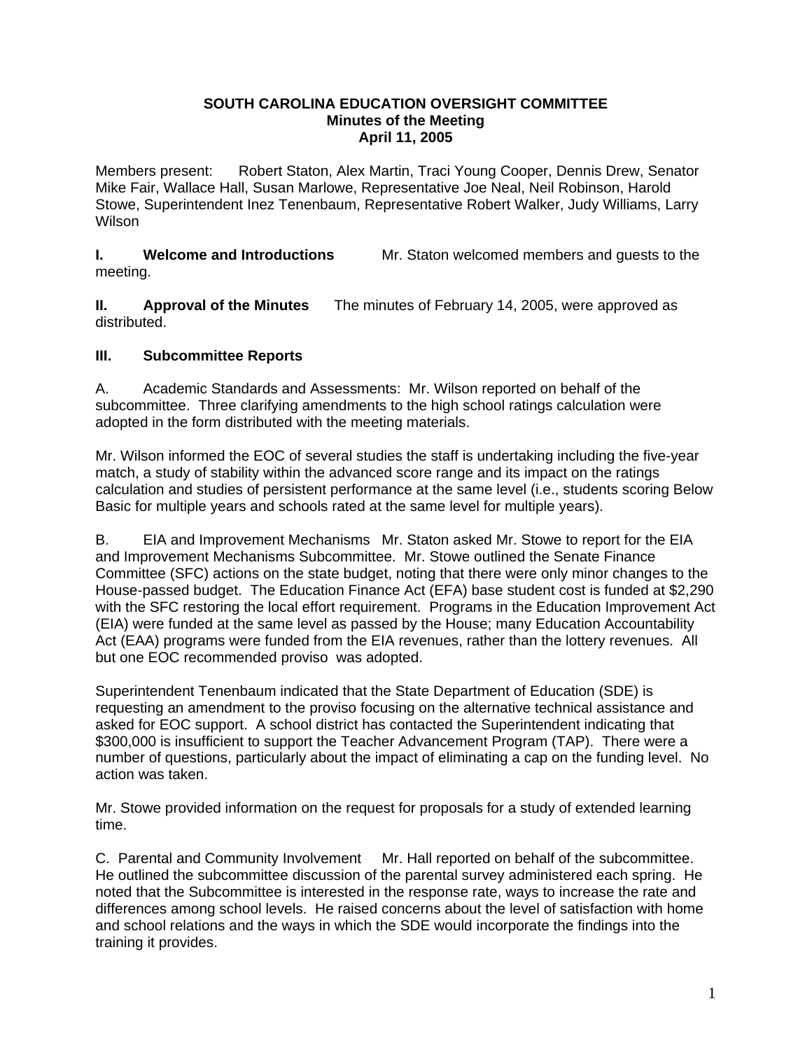**SOUTH CAROLINA EDUCATION OVERSIGHT COMMITTEE**
**Minutes of the Meeting**
**April 11, 2005**

Members present: Robert Staton, Alex Martin, Traci Young Cooper, Dennis Drew, Senator Mike Fair, Wallace Hall, Susan Marlowe, Representative Joe Neal, Neil Robinson, Harold Stowe, Superintendent Inez Tenenbaum, Representative Robert Walker, Judy Williams, Larry Wilson

**I. Welcome and Introductions** Mr. Staton welcomed members and guests to the meeting.

**II. Approval of the Minutes** The minutes of February 14, 2005, were approved as distributed.

**III. Subcommittee Reports**

A. Academic Standards and Assessments: Mr. Wilson reported on behalf of the subcommittee. Three clarifying amendments to the high school ratings calculation were adopted in the form distributed with the meeting materials.

Mr. Wilson informed the EOC of several studies the staff is undertaking including the five-year match, a study of stability within the advanced score range and its impact on the ratings calculation and studies of persistent performance at the same level (i.e., students scoring Below Basic for multiple years and schools rated at the same level for multiple years).

B. EIA and Improvement Mechanisms Mr. Staton asked Mr. Stowe to report for the EIA and Improvement Mechanisms Subcommittee. Mr. Stowe outlined the Senate Finance Committee (SFC) actions on the state budget, noting that there were only minor changes to the House-passed budget. The Education Finance Act (EFA) base student cost is funded at $2,290 with the SFC restoring the local effort requirement. Programs in the Education Improvement Act (EIA) were funded at the same level as passed by the House; many Education Accountability Act (EAA) programs were funded from the EIA revenues, rather than the lottery revenues. All but one EOC recommended proviso was adopted.

Superintendent Tenenbaum indicated that the State Department of Education (SDE) is requesting an amendment to the proviso focusing on the alternative technical assistance and asked for EOC support. A school district has contacted the Superintendent indicating that $300,000 is insufficient to support the Teacher Advancement Program (TAP). There were a number of questions, particularly about the impact of eliminating a cap on the funding level. No action was taken.

Mr. Stowe provided information on the request for proposals for a study of extended learning time.

C. Parental and Community Involvement Mr. Hall reported on behalf of the subcommittee. He outlined the subcommittee discussion of the parental survey administered each spring. He noted that the Subcommittee is interested in the response rate, ways to increase the rate and differences among school levels. He raised concerns about the level of satisfaction with home and school relations and the ways in which the SDE would incorporate the findings into the training it provides.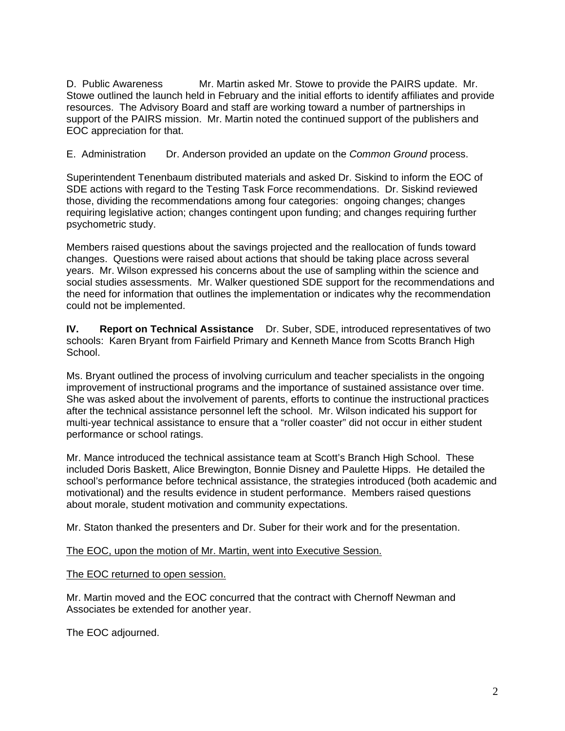D.  Public Awareness  Mr. Martin asked Mr. Stowe to provide the PAIRS update.  Mr. Stowe outlined the launch held in February and the initial efforts to identify affiliates and provide resources.  The Advisory Board and staff are working toward a number of partnerships in support of the PAIRS mission.  Mr. Martin noted the continued support of the publishers and EOC appreciation for that.

E.  Administration  Dr. Anderson provided an update on the *Common Ground* process.

Superintendent Tenenbaum distributed materials and asked Dr. Siskind to inform the EOC of SDE actions with regard to the Testing Task Force recommendations.  Dr. Siskind reviewed those, dividing the recommendations among four categories:  ongoing changes; changes requiring legislative action; changes contingent upon funding; and changes requiring further psychometric study.

Members raised questions about the savings projected and the reallocation of funds toward changes.  Questions were raised about actions that should be taking place across several years.  Mr. Wilson expressed his concerns about the use of sampling within the science and social studies assessments.  Mr. Walker questioned SDE support for the recommendations and the need for information that outlines the implementation or indicates why the recommendation could not be implemented.

**IV.  Report on Technical Assistance**  Dr. Suber, SDE, introduced representatives of two schools:  Karen Bryant from Fairfield Primary and Kenneth Mance from Scotts Branch High School.

Ms. Bryant outlined the process of involving curriculum and teacher specialists in the ongoing improvement of instructional programs and the importance of sustained assistance over time.  She was asked about the involvement of parents, efforts to continue the instructional practices after the technical assistance personnel left the school.  Mr. Wilson indicated his support for multi-year technical assistance to ensure that a "roller coaster" did not occur in either student performance or school ratings.

Mr. Mance introduced the technical assistance team at Scott's Branch High School.  These included Doris Baskett, Alice Brewington, Bonnie Disney and Paulette Hipps.  He detailed the school's performance before technical assistance, the strategies introduced (both academic and motivational) and the results evidence in student performance.  Members raised questions about morale, student motivation and community expectations.

Mr. Staton thanked the presenters and Dr. Suber for their work and for the presentation.

<u>The EOC, upon the motion of Mr. Martin, went into Executive Session.</u>

<u>The EOC returned to open session.</u>

Mr. Martin moved and the EOC concurred that the contract with Chernoff Newman and Associates be extended for another year.

The EOC adjourned.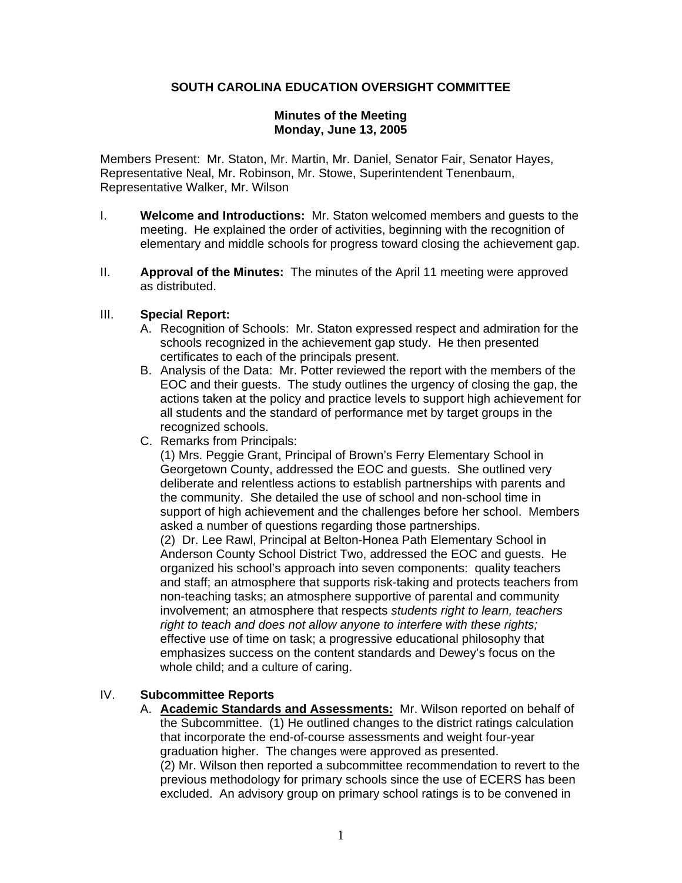**SOUTH CAROLINA EDUCATION OVERSIGHT COMMITTEE**

**Minutes of the Meeting**
**Monday, June 13, 2005**

Members Present: Mr. Staton, Mr. Martin, Mr. Daniel, Senator Fair, Senator Hayes, Representative Neal, Mr. Robinson, Mr. Stowe, Superintendent Tenenbaum, Representative Walker, Mr. Wilson

I. **Welcome and Introductions:** Mr. Staton welcomed members and guests to the meeting. He explained the order of activities, beginning with the recognition of elementary and middle schools for progress toward closing the achievement gap.

II. **Approval of the Minutes:** The minutes of the April 11 meeting were approved as distributed.

III. **Special Report:**

A. Recognition of Schools: Mr. Staton expressed respect and admiration for the schools recognized in the achievement gap study. He then presented certificates to each of the principals present.

B. Analysis of the Data: Mr. Potter reviewed the report with the members of the EOC and their guests. The study outlines the urgency of closing the gap, the actions taken at the policy and practice levels to support high achievement for all students and the standard of performance met by target groups in the recognized schools.

C. Remarks from Principals:

(1) Mrs. Peggie Grant, Principal of Brown's Ferry Elementary School in Georgetown County, addressed the EOC and guests. She outlined very deliberate and relentless actions to establish partnerships with parents and the community. She detailed the use of school and non-school time in support of high achievement and the challenges before her school. Members asked a number of questions regarding those partnerships.

(2) Dr. Lee Rawl, Principal at Belton-Honea Path Elementary School in Anderson County School District Two, addressed the EOC and guests. He organized his school's approach into seven components: quality teachers and staff; an atmosphere that supports risk-taking and protects teachers from non-teaching tasks; an atmosphere supportive of parental and community involvement; an atmosphere that respects *students right to learn, teachers right to teach and does not allow anyone to interfere with these rights;* effective use of time on task; a progressive educational philosophy that emphasizes success on the content standards and Dewey's focus on the whole child; and a culture of caring.

IV. **Subcommittee Reports**

A. **<u>Academic Standards and Assessments:</u>** Mr. Wilson reported on behalf of the Subcommittee. (1) He outlined changes to the district ratings calculation that incorporate the end-of-course assessments and weight four-year graduation higher. The changes were approved as presented.

(2) Mr. Wilson then reported a subcommittee recommendation to revert to the previous methodology for primary schools since the use of ECERS has been excluded. An advisory group on primary school ratings is to be convened in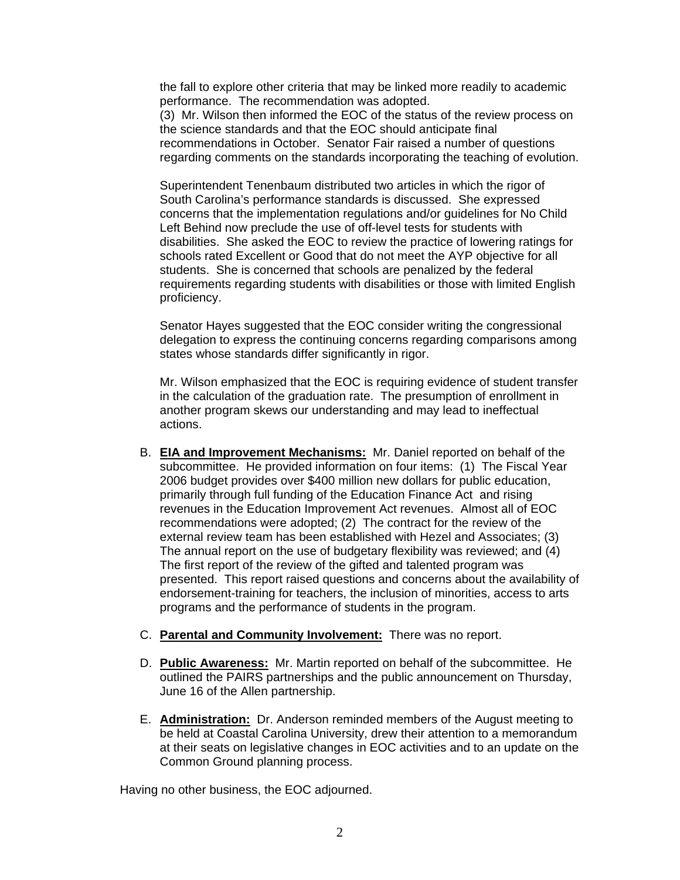the fall to explore other criteria that may be linked more readily to academic performance. The recommendation was adopted.
(3) Mr. Wilson then informed the EOC of the status of the review process on the science standards and that the EOC should anticipate final recommendations in October. Senator Fair raised a number of questions regarding comments on the standards incorporating the teaching of evolution.

Superintendent Tenenbaum distributed two articles in which the rigor of South Carolina's performance standards is discussed. She expressed concerns that the implementation regulations and/or guidelines for No Child Left Behind now preclude the use of off-level tests for students with disabilities. She asked the EOC to review the practice of lowering ratings for schools rated Excellent or Good that do not meet the AYP objective for all students. She is concerned that schools are penalized by the federal requirements regarding students with disabilities or those with limited English proficiency.

Senator Hayes suggested that the EOC consider writing the congressional delegation to express the continuing concerns regarding comparisons among states whose standards differ significantly in rigor.

Mr. Wilson emphasized that the EOC is requiring evidence of student transfer in the calculation of the graduation rate. The presumption of enrollment in another program skews our understanding and may lead to ineffectual actions.

B. **EIA and Improvement Mechanisms:** Mr. Daniel reported on behalf of the subcommittee. He provided information on four items: (1) The Fiscal Year 2006 budget provides over $400 million new dollars for public education, primarily through full funding of the Education Finance Act and rising revenues in the Education Improvement Act revenues. Almost all of EOC recommendations were adopted; (2) The contract for the review of the external review team has been established with Hezel and Associates; (3) The annual report on the use of budgetary flexibility was reviewed; and (4) The first report of the review of the gifted and talented program was presented. This report raised questions and concerns about the availability of endorsement-training for teachers, the inclusion of minorities, access to arts programs and the performance of students in the program.

C. **Parental and Community Involvement:** There was no report.

D. **Public Awareness:** Mr. Martin reported on behalf of the subcommittee. He outlined the PAIRS partnerships and the public announcement on Thursday, June 16 of the Allen partnership.

E. **Administration:** Dr. Anderson reminded members of the August meeting to be held at Coastal Carolina University, drew their attention to a memorandum at their seats on legislative changes in EOC activities and to an update on the Common Ground planning process.

Having no other business, the EOC adjourned.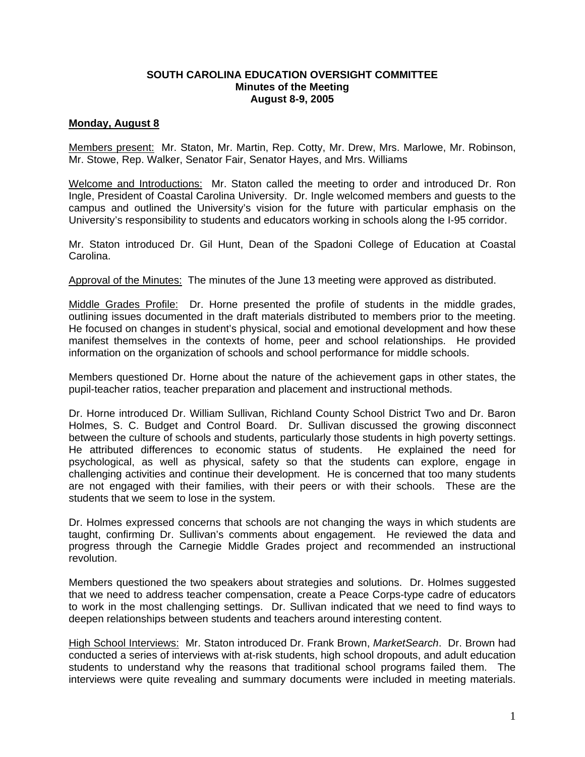**SOUTH CAROLINA EDUCATION OVERSIGHT COMMITTEE**
**Minutes of the Meeting**
**August 8-9, 2005**

**Monday, August 8**

Members present: Mr. Staton, Mr. Martin, Rep. Cotty, Mr. Drew, Mrs. Marlowe, Mr. Robinson, Mr. Stowe, Rep. Walker, Senator Fair, Senator Hayes, and Mrs. Williams

Welcome and Introductions: Mr. Staton called the meeting to order and introduced Dr. Ron Ingle, President of Coastal Carolina University. Dr. Ingle welcomed members and guests to the campus and outlined the University's vision for the future with particular emphasis on the University's responsibility to students and educators working in schools along the I-95 corridor.

Mr. Staton introduced Dr. Gil Hunt, Dean of the Spadoni College of Education at Coastal Carolina.

Approval of the Minutes: The minutes of the June 13 meeting were approved as distributed.

Middle Grades Profile: Dr. Horne presented the profile of students in the middle grades, outlining issues documented in the draft materials distributed to members prior to the meeting. He focused on changes in student's physical, social and emotional development and how these manifest themselves in the contexts of home, peer and school relationships. He provided information on the organization of schools and school performance for middle schools.

Members questioned Dr. Horne about the nature of the achievement gaps in other states, the pupil-teacher ratios, teacher preparation and placement and instructional methods.

Dr. Horne introduced Dr. William Sullivan, Richland County School District Two and Dr. Baron Holmes, S. C. Budget and Control Board. Dr. Sullivan discussed the growing disconnect between the culture of schools and students, particularly those students in high poverty settings. He attributed differences to economic status of students. He explained the need for psychological, as well as physical, safety so that the students can explore, engage in challenging activities and continue their development. He is concerned that too many students are not engaged with their families, with their peers or with their schools. These are the students that we seem to lose in the system.

Dr. Holmes expressed concerns that schools are not changing the ways in which students are taught, confirming Dr. Sullivan's comments about engagement. He reviewed the data and progress through the Carnegie Middle Grades project and recommended an instructional revolution.

Members questioned the two speakers about strategies and solutions. Dr. Holmes suggested that we need to address teacher compensation, create a Peace Corps-type cadre of educators to work in the most challenging settings. Dr. Sullivan indicated that we need to find ways to deepen relationships between students and teachers around interesting content.

High School Interviews: Mr. Staton introduced Dr. Frank Brown, *MarketSearch*. Dr. Brown had conducted a series of interviews with at-risk students, high school dropouts, and adult education students to understand why the reasons that traditional school programs failed them. The interviews were quite revealing and summary documents were included in meeting materials.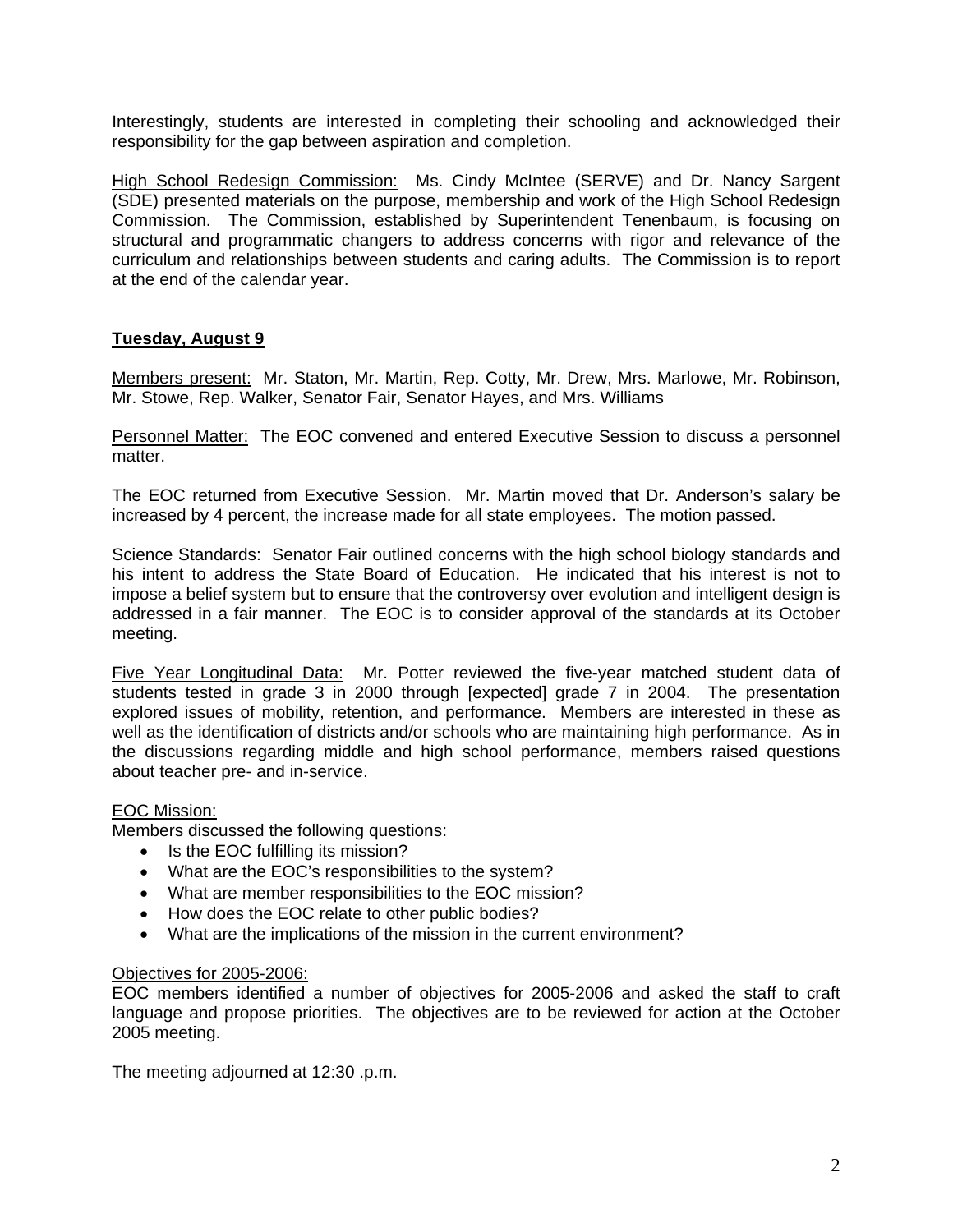Interestingly, students are interested in completing their schooling and acknowledged their responsibility for the gap between aspiration and completion.

High School Redesign Commission: Ms. Cindy McIntee (SERVE) and Dr. Nancy Sargent (SDE) presented materials on the purpose, membership and work of the High School Redesign Commission. The Commission, established by Superintendent Tenenbaum, is focusing on structural and programmatic changers to address concerns with rigor and relevance of the curriculum and relationships between students and caring adults. The Commission is to report at the end of the calendar year.

**Tuesday, August 9**

Members present: Mr. Staton, Mr. Martin, Rep. Cotty, Mr. Drew, Mrs. Marlowe, Mr. Robinson, Mr. Stowe, Rep. Walker, Senator Fair, Senator Hayes, and Mrs. Williams

Personnel Matter: The EOC convened and entered Executive Session to discuss a personnel matter.

The EOC returned from Executive Session. Mr. Martin moved that Dr. Anderson's salary be increased by 4 percent, the increase made for all state employees. The motion passed.

Science Standards: Senator Fair outlined concerns with the high school biology standards and his intent to address the State Board of Education. He indicated that his interest is not to impose a belief system but to ensure that the controversy over evolution and intelligent design is addressed in a fair manner. The EOC is to consider approval of the standards at its October meeting.

Five Year Longitudinal Data: Mr. Potter reviewed the five-year matched student data of students tested in grade 3 in 2000 through [expected] grade 7 in 2004. The presentation explored issues of mobility, retention, and performance. Members are interested in these as well as the identification of districts and/or schools who are maintaining high performance. As in the discussions regarding middle and high school performance, members raised questions about teacher pre- and in-service.

EOC Mission:
Members discussed the following questions:

- Is the EOC fulfilling its mission?
- What are the EOC's responsibilities to the system?
- What are member responsibilities to the EOC mission?
- How does the EOC relate to other public bodies?
- What are the implications of the mission in the current environment?

Objectives for 2005-2006:
EOC members identified a number of objectives for 2005-2006 and asked the staff to craft language and propose priorities. The objectives are to be reviewed for action at the October 2005 meeting.

The meeting adjourned at 12:30 .p.m.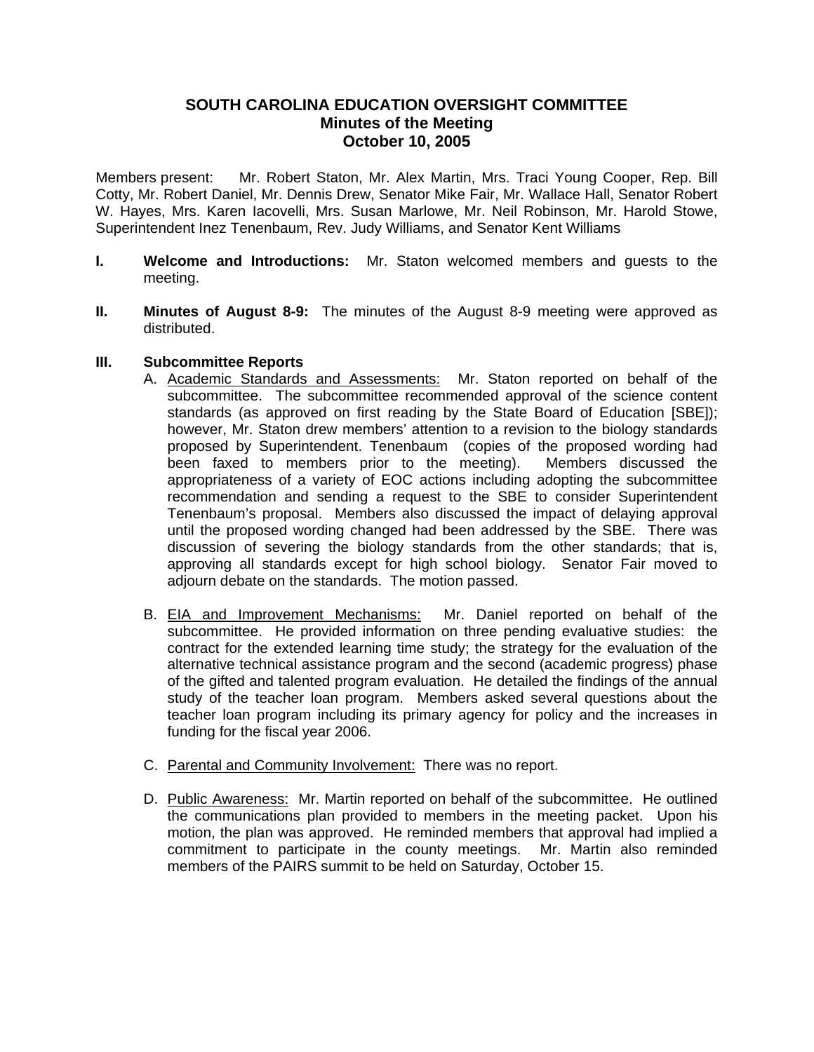# SOUTH CAROLINA EDUCATION OVERSIGHT COMMITTEE
## Minutes of the Meeting
## October 10, 2005

Members present: Mr. Robert Staton, Mr. Alex Martin, Mrs. Traci Young Cooper, Rep. Bill Cotty, Mr. Robert Daniel, Mr. Dennis Drew, Senator Mike Fair, Mr. Wallace Hall, Senator Robert W. Hayes, Mrs. Karen Iacovelli, Mrs. Susan Marlowe, Mr. Neil Robinson, Mr. Harold Stowe, Superintendent Inez Tenenbaum, Rev. Judy Williams, and Senator Kent Williams

**I. Welcome and Introductions:** Mr. Staton welcomed members and guests to the meeting.

**II. Minutes of August 8-9:** The minutes of the August 8-9 meeting were approved as distributed.

**III. Subcommittee Reports**

A. <u>Academic Standards and Assessments:</u> Mr. Staton reported on behalf of the subcommittee. The subcommittee recommended approval of the science content standards (as approved on first reading by the State Board of Education [SBE]); however, Mr. Staton drew members' attention to a revision to the biology standards proposed by Superintendent. Tenenbaum (copies of the proposed wording had been faxed to members prior to the meeting). Members discussed the appropriateness of a variety of EOC actions including adopting the subcommittee recommendation and sending a request to the SBE to consider Superintendent Tenenbaum's proposal. Members also discussed the impact of delaying approval until the proposed wording changed had been addressed by the SBE. There was discussion of severing the biology standards from the other standards; that is, approving all standards except for high school biology. Senator Fair moved to adjourn debate on the standards. The motion passed.

B. <u>EIA and Improvement Mechanisms:</u> Mr. Daniel reported on behalf of the subcommittee. He provided information on three pending evaluative studies: the contract for the extended learning time study; the strategy for the evaluation of the alternative technical assistance program and the second (academic progress) phase of the gifted and talented program evaluation. He detailed the findings of the annual study of the teacher loan program. Members asked several questions about the teacher loan program including its primary agency for policy and the increases in funding for the fiscal year 2006.

C. <u>Parental and Community Involvement:</u> There was no report.

D. <u>Public Awareness:</u> Mr. Martin reported on behalf of the subcommittee. He outlined the communications plan provided to members in the meeting packet. Upon his motion, the plan was approved. He reminded members that approval had implied a commitment to participate in the county meetings. Mr. Martin also reminded members of the PAIRS summit to be held on Saturday, October 15.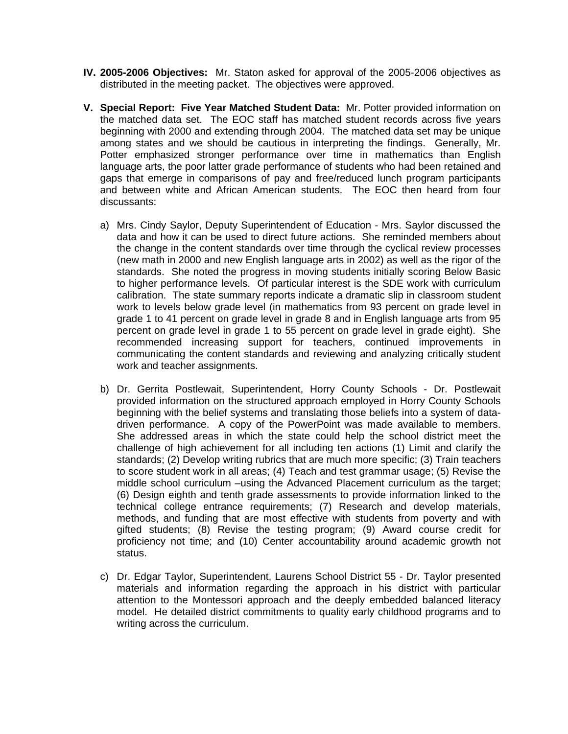**IV. 2005-2006 Objectives:** Mr. Staton asked for approval of the 2005-2006 objectives as distributed in the meeting packet. The objectives were approved.

**V. Special Report: Five Year Matched Student Data:** Mr. Potter provided information on the matched data set. The EOC staff has matched student records across five years beginning with 2000 and extending through 2004. The matched data set may be unique among states and we should be cautious in interpreting the findings. Generally, Mr. Potter emphasized stronger performance over time in mathematics than English language arts, the poor latter grade performance of students who had been retained and gaps that emerge in comparisons of pay and free/reduced lunch program participants and between white and African American students. The EOC then heard from four discussants:

a) Mrs. Cindy Saylor, Deputy Superintendent of Education - Mrs. Saylor discussed the data and how it can be used to direct future actions. She reminded members about the change in the content standards over time through the cyclical review processes (new math in 2000 and new English language arts in 2002) as well as the rigor of the standards. She noted the progress in moving students initially scoring Below Basic to higher performance levels. Of particular interest is the SDE work with curriculum calibration. The state summary reports indicate a dramatic slip in classroom student work to levels below grade level (in mathematics from 93 percent on grade level in grade 1 to 41 percent on grade level in grade 8 and in English language arts from 95 percent on grade level in grade 1 to 55 percent on grade level in grade eight). She recommended increasing support for teachers, continued improvements in communicating the content standards and reviewing and analyzing critically student work and teacher assignments.

b) Dr. Gerrita Postlewait, Superintendent, Horry County Schools - Dr. Postlewait provided information on the structured approach employed in Horry County Schools beginning with the belief systems and translating those beliefs into a system of data-driven performance. A copy of the PowerPoint was made available to members. She addressed areas in which the state could help the school district meet the challenge of high achievement for all including ten actions (1) Limit and clarify the standards; (2) Develop writing rubrics that are much more specific; (3) Train teachers to score student work in all areas; (4) Teach and test grammar usage; (5) Revise the middle school curriculum –using the Advanced Placement curriculum as the target; (6) Design eighth and tenth grade assessments to provide information linked to the technical college entrance requirements; (7) Research and develop materials, methods, and funding that are most effective with students from poverty and with gifted students; (8) Revise the testing program; (9) Award course credit for proficiency not time; and (10) Center accountability around academic growth not status.

c) Dr. Edgar Taylor, Superintendent, Laurens School District 55 - Dr. Taylor presented materials and information regarding the approach in his district with particular attention to the Montessori approach and the deeply embedded balanced literacy model. He detailed district commitments to quality early childhood programs and to writing across the curriculum.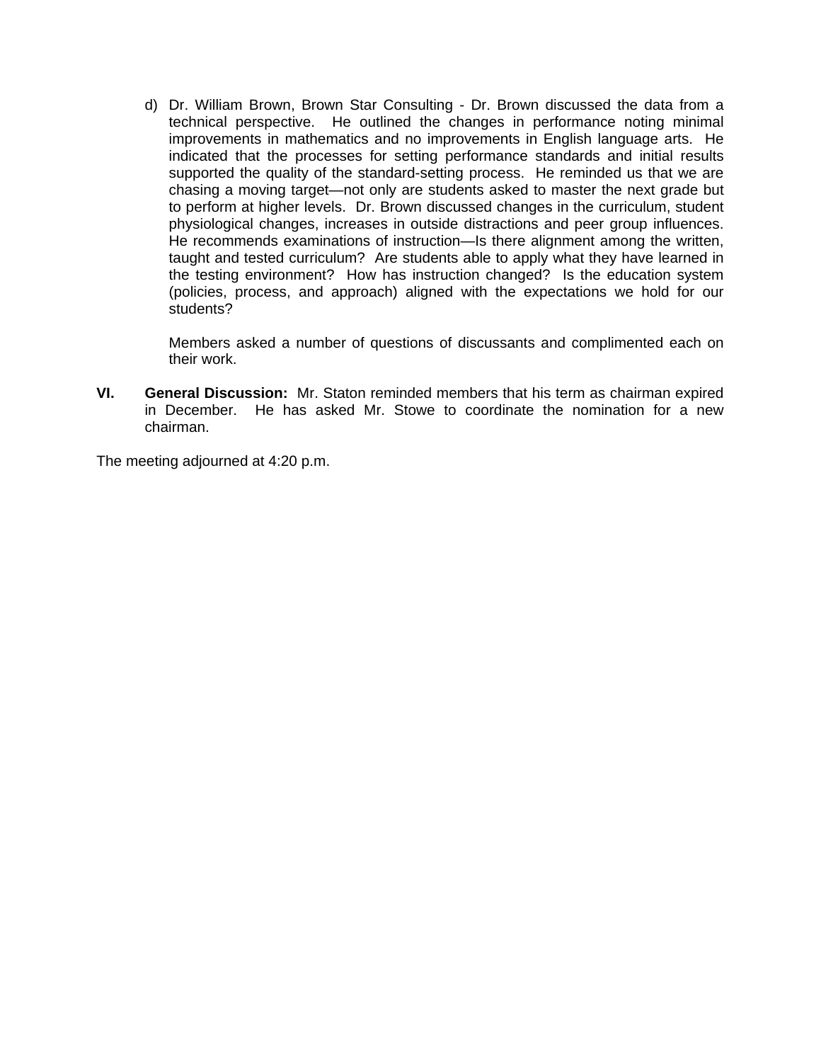d) Dr. William Brown, Brown Star Consulting - Dr. Brown discussed the data from a technical perspective. He outlined the changes in performance noting minimal improvements in mathematics and no improvements in English language arts. He indicated that the processes for setting performance standards and initial results supported the quality of the standard-setting process. He reminded us that we are chasing a moving target—not only are students asked to master the next grade but to perform at higher levels. Dr. Brown discussed changes in the curriculum, student physiological changes, increases in outside distractions and peer group influences. He recommends examinations of instruction—Is there alignment among the written, taught and tested curriculum? Are students able to apply what they have learned in the testing environment? How has instruction changed? Is the education system (policies, process, and approach) aligned with the expectations we hold for our students?

   Members asked a number of questions of discussants and complimented each on their work.

**VI. General Discussion:** Mr. Staton reminded members that his term as chairman expired in December. He has asked Mr. Stowe to coordinate the nomination for a new chairman.

The meeting adjourned at 4:20 p.m.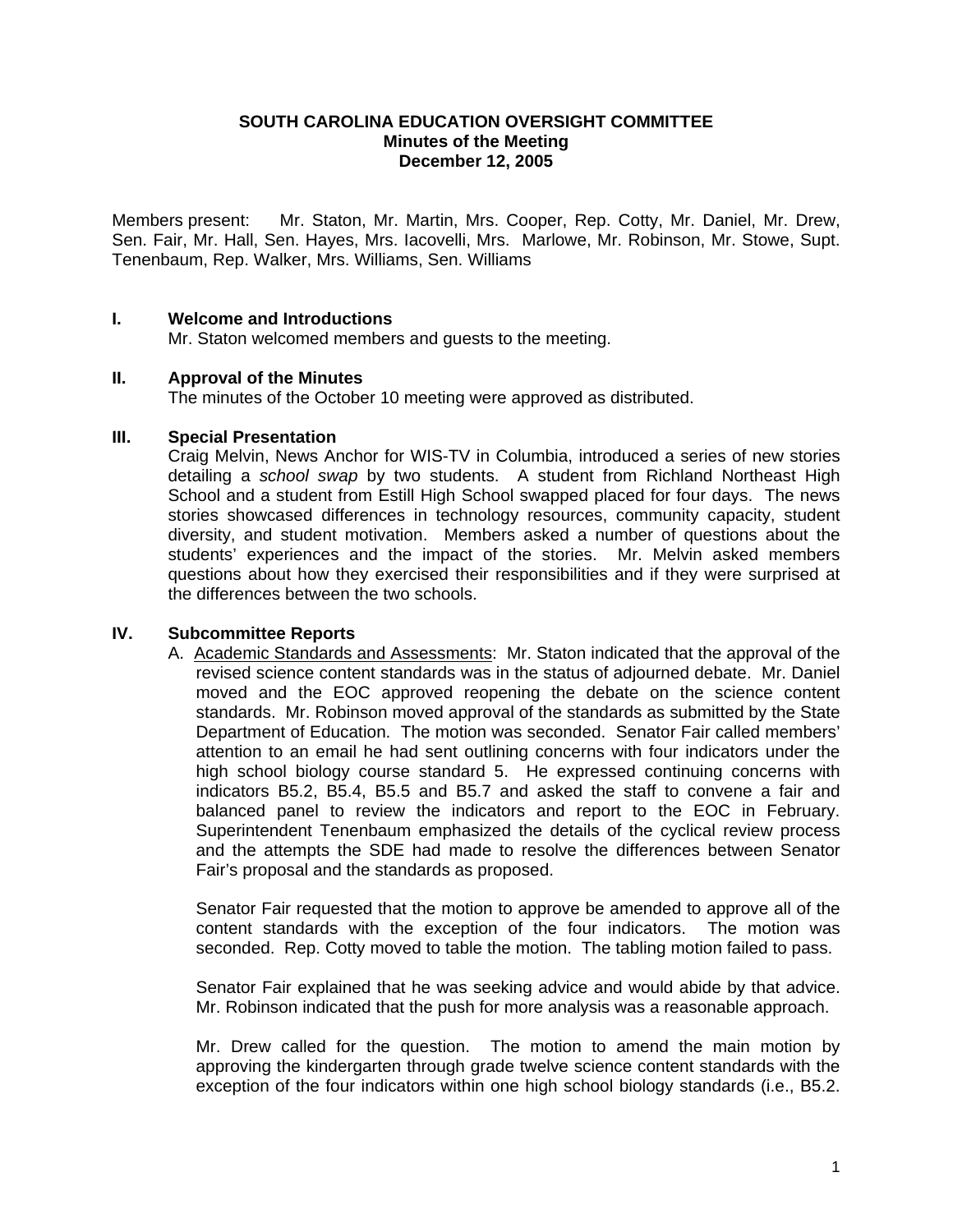**SOUTH CAROLINA EDUCATION OVERSIGHT COMMITTEE**
**Minutes of the Meeting**
**December 12, 2005**

Members present: Mr. Staton, Mr. Martin, Mrs. Cooper, Rep. Cotty, Mr. Daniel, Mr. Drew, Sen. Fair, Mr. Hall, Sen. Hayes, Mrs. Iacovelli, Mrs. Marlowe, Mr. Robinson, Mr. Stowe, Supt. Tenenbaum, Rep. Walker, Mrs. Williams, Sen. Williams

## I. Welcome and Introductions

Mr. Staton welcomed members and guests to the meeting.

## II. Approval of the Minutes

The minutes of the October 10 meeting were approved as distributed.

## III. Special Presentation

Craig Melvin, News Anchor for WIS-TV in Columbia, introduced a series of new stories detailing a *school swap* by two students. A student from Richland Northeast High School and a student from Estill High School swapped placed for four days. The news stories showcased differences in technology resources, community capacity, student diversity, and student motivation. Members asked a number of questions about the students' experiences and the impact of the stories. Mr. Melvin asked members questions about how they exercised their responsibilities and if they were surprised at the differences between the two schools.

## IV. Subcommittee Reports

A. Academic Standards and Assessments: Mr. Staton indicated that the approval of the revised science content standards was in the status of adjourned debate. Mr. Daniel moved and the EOC approved reopening the debate on the science content standards. Mr. Robinson moved approval of the standards as submitted by the State Department of Education. The motion was seconded. Senator Fair called members' attention to an email he had sent outlining concerns with four indicators under the high school biology course standard 5. He expressed continuing concerns with indicators B5.2, B5.4, B5.5 and B5.7 and asked the staff to convene a fair and balanced panel to review the indicators and report to the EOC in February. Superintendent Tenenbaum emphasized the details of the cyclical review process and the attempts the SDE had made to resolve the differences between Senator Fair's proposal and the standards as proposed.

Senator Fair requested that the motion to approve be amended to approve all of the content standards with the exception of the four indicators. The motion was seconded. Rep. Cotty moved to table the motion. The tabling motion failed to pass.

Senator Fair explained that he was seeking advice and would abide by that advice. Mr. Robinson indicated that the push for more analysis was a reasonable approach.

Mr. Drew called for the question. The motion to amend the main motion by approving the kindergarten through grade twelve science content standards with the exception of the four indicators within one high school biology standards (i.e., B5.2.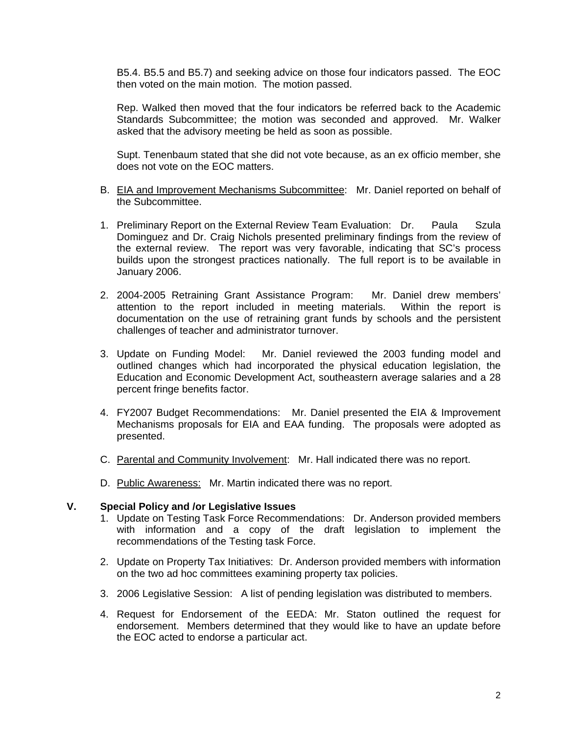B5.4. B5.5 and B5.7) and seeking advice on those four indicators passed. The EOC then voted on the main motion. The motion passed.

Rep. Walked then moved that the four indicators be referred back to the Academic Standards Subcommittee; the motion was seconded and approved. Mr. Walker asked that the advisory meeting be held as soon as possible.

Supt. Tenenbaum stated that she did not vote because, as an ex officio member, she does not vote on the EOC matters.

B. EIA and Improvement Mechanisms Subcommittee: Mr. Daniel reported on behalf of the Subcommittee.

1. Preliminary Report on the External Review Team Evaluation: Dr. Paula Szula Dominguez and Dr. Craig Nichols presented preliminary findings from the review of the external review. The report was very favorable, indicating that SC's process builds upon the strongest practices nationally. The full report is to be available in January 2006.

2. 2004-2005 Retraining Grant Assistance Program: Mr. Daniel drew members' attention to the report included in meeting materials. Within the report is documentation on the use of retraining grant funds by schools and the persistent challenges of teacher and administrator turnover.

3. Update on Funding Model: Mr. Daniel reviewed the 2003 funding model and outlined changes which had incorporated the physical education legislation, the Education and Economic Development Act, southeastern average salaries and a 28 percent fringe benefits factor.

4. FY2007 Budget Recommendations: Mr. Daniel presented the EIA & Improvement Mechanisms proposals for EIA and EAA funding. The proposals were adopted as presented.

C. Parental and Community Involvement: Mr. Hall indicated there was no report.

D. Public Awareness: Mr. Martin indicated there was no report.

## V. Special Policy and /or Legislative Issues

1. Update on Testing Task Force Recommendations: Dr. Anderson provided members with information and a copy of the draft legislation to implement the recommendations of the Testing task Force.

2. Update on Property Tax Initiatives: Dr. Anderson provided members with information on the two ad hoc committees examining property tax policies.

3. 2006 Legislative Session: A list of pending legislation was distributed to members.

4. Request for Endorsement of the EEDA: Mr. Staton outlined the request for endorsement. Members determined that they would like to have an update before the EOC acted to endorse a particular act.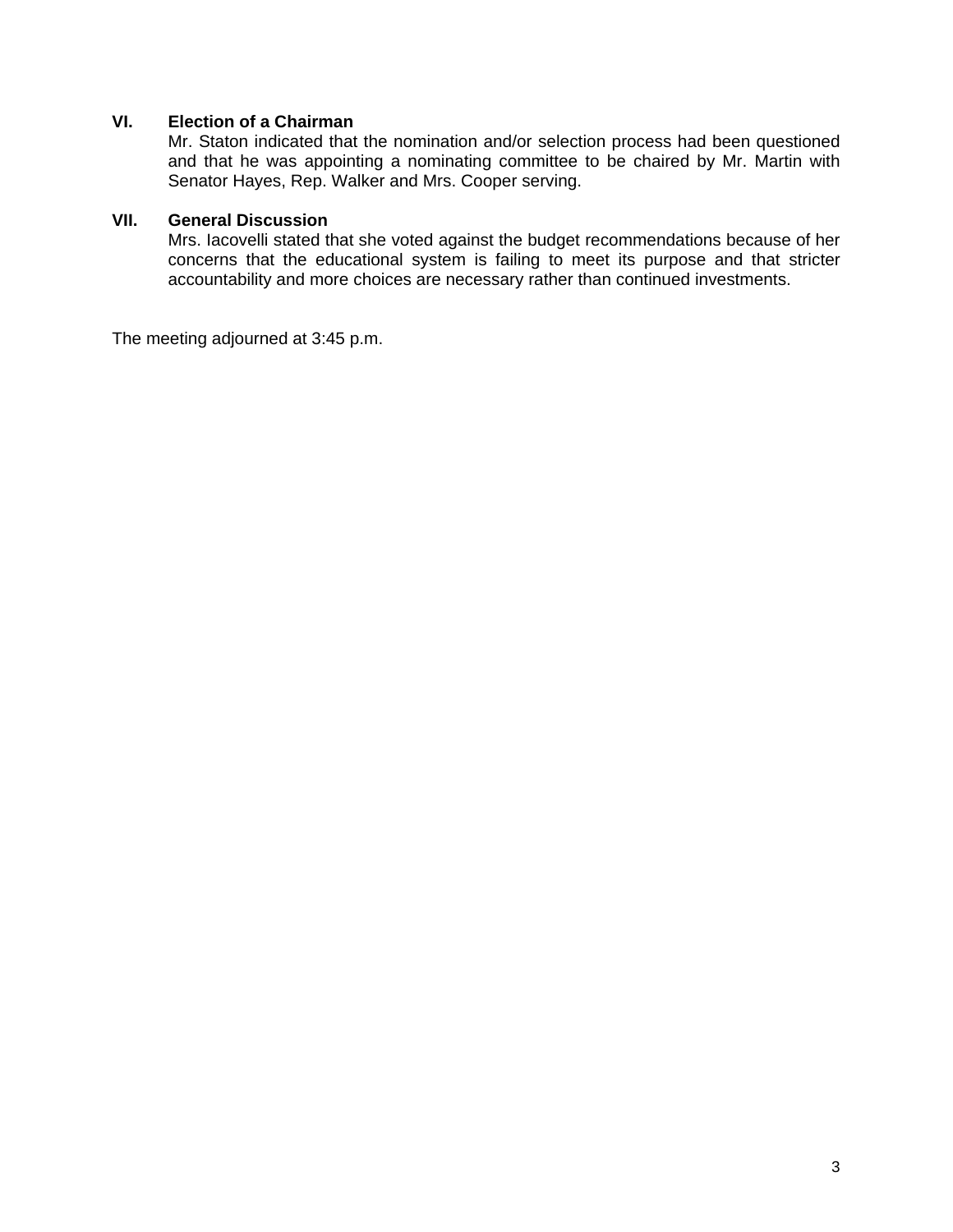**VI. Election of a Chairman**

Mr. Staton indicated that the nomination and/or selection process had been questioned and that he was appointing a nominating committee to be chaired by Mr. Martin with Senator Hayes, Rep. Walker and Mrs. Cooper serving.

**VII. General Discussion**

Mrs. Iacovelli stated that she voted against the budget recommendations because of her concerns that the educational system is failing to meet its purpose and that stricter accountability and more choices are necessary rather than continued investments.

The meeting adjourned at 3:45 p.m.